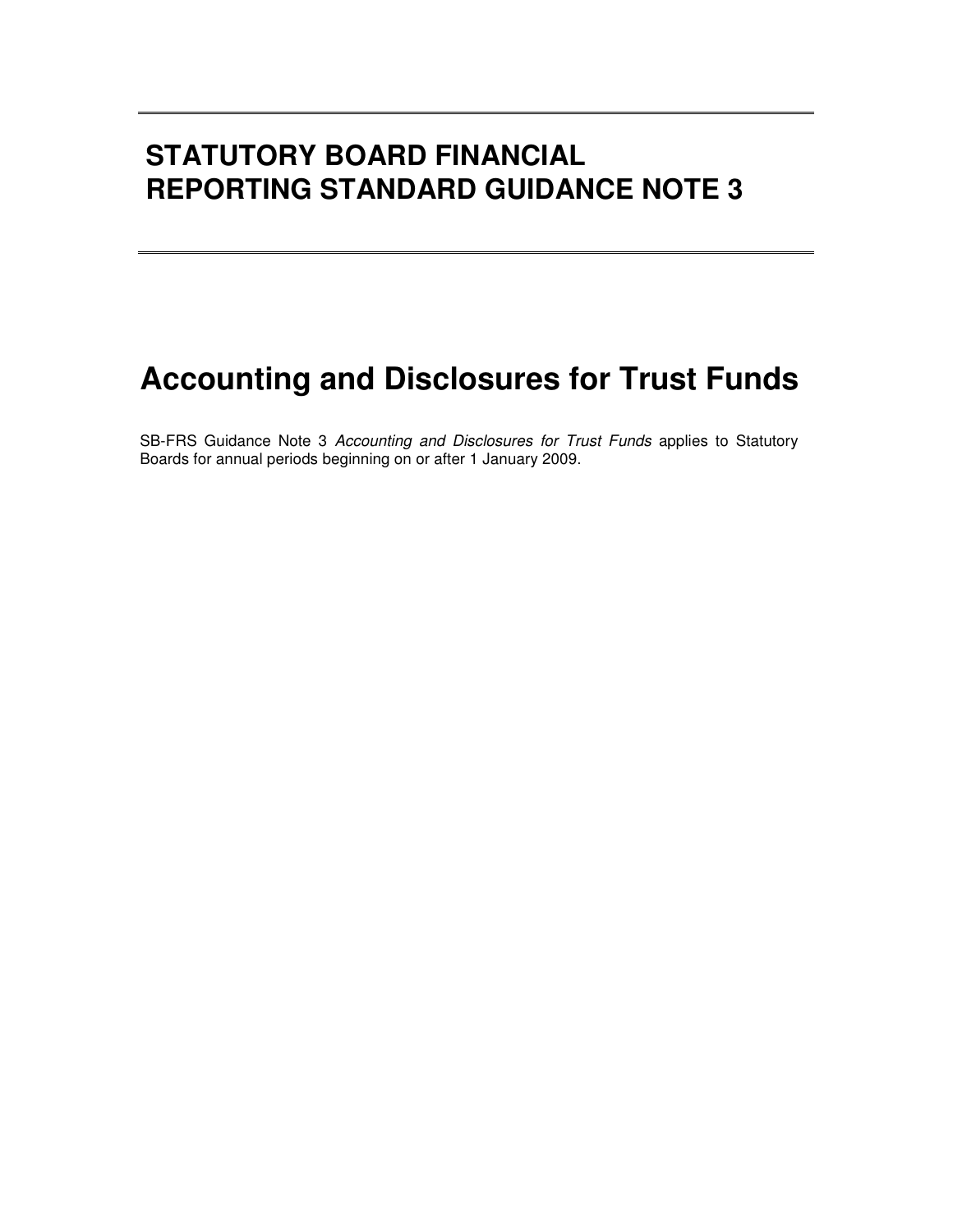# STATUTORY BOARD FINANCIAL REPORTING STANDARD GUIDANCE NOTE 3

# Accounting and Disclosures for Trust Funds

SB-FRS Guidance Note 3 *Accounting and Disclosures for Trust Funds* applies to Statutory Boards for annual periods beginning on or after 1 January 2009.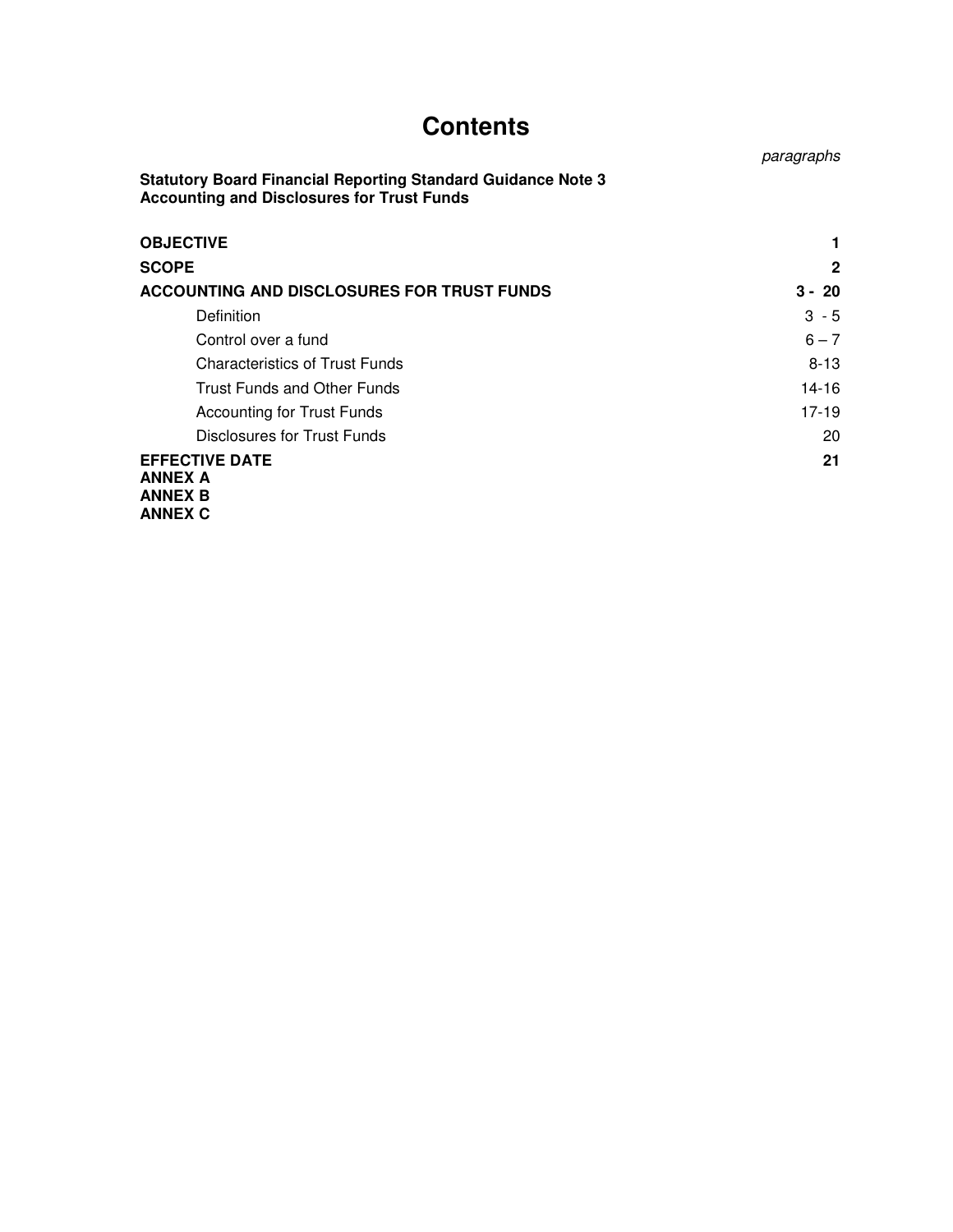# Contents

| | *paragraphs* |
|---|---|
| **Statutory Board Financial Reporting Standard Guidance Note 3**<br>**Accounting and Disclosures for Trust Funds** | |
| **OBJECTIVE** | **1** |
| **SCOPE** | **2** |
| **ACCOUNTING AND DISCLOSURES FOR TRUST FUNDS** | **3 - 20** |
| Definition | 3 - 5 |
| Control over a fund | 6 – 7 |
| Characteristics of Trust Funds | 8-13 |
| Trust Funds and Other Funds | 14-16 |
| Accounting for Trust Funds | 17-19 |
| Disclosures for Trust Funds | 20 |
| **EFFECTIVE DATE** | **21** |
| **ANNEX A** | |
| **ANNEX B** | |
| **ANNEX C** | |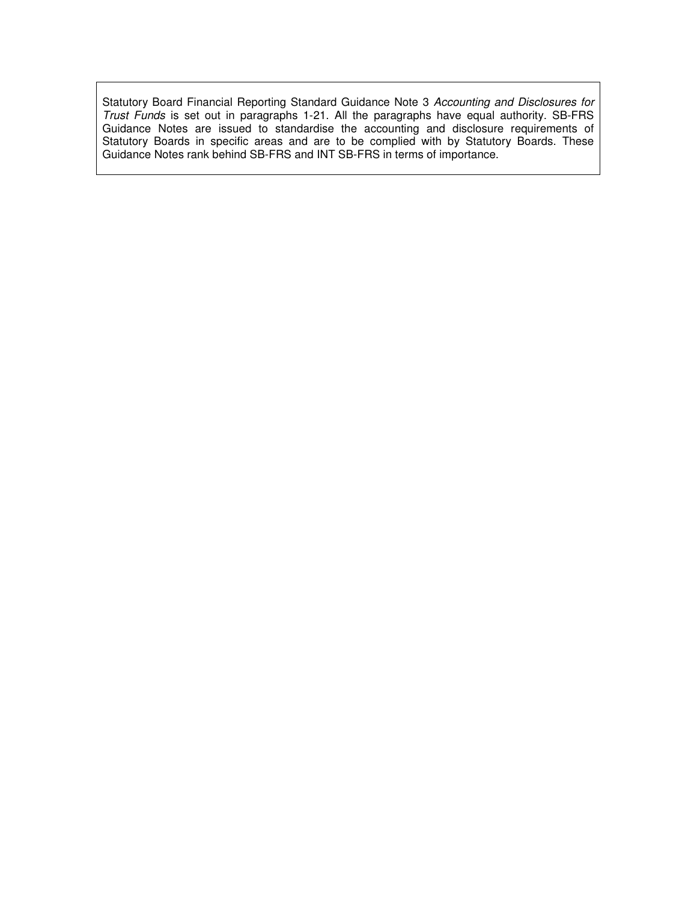Statutory Board Financial Reporting Standard Guidance Note 3 *Accounting and Disclosures for Trust Funds* is set out in paragraphs 1-21. All the paragraphs have equal authority. SB-FRS Guidance Notes are issued to standardise the accounting and disclosure requirements of Statutory Boards in specific areas and are to be complied with by Statutory Boards. These Guidance Notes rank behind SB-FRS and INT SB-FRS in terms of importance.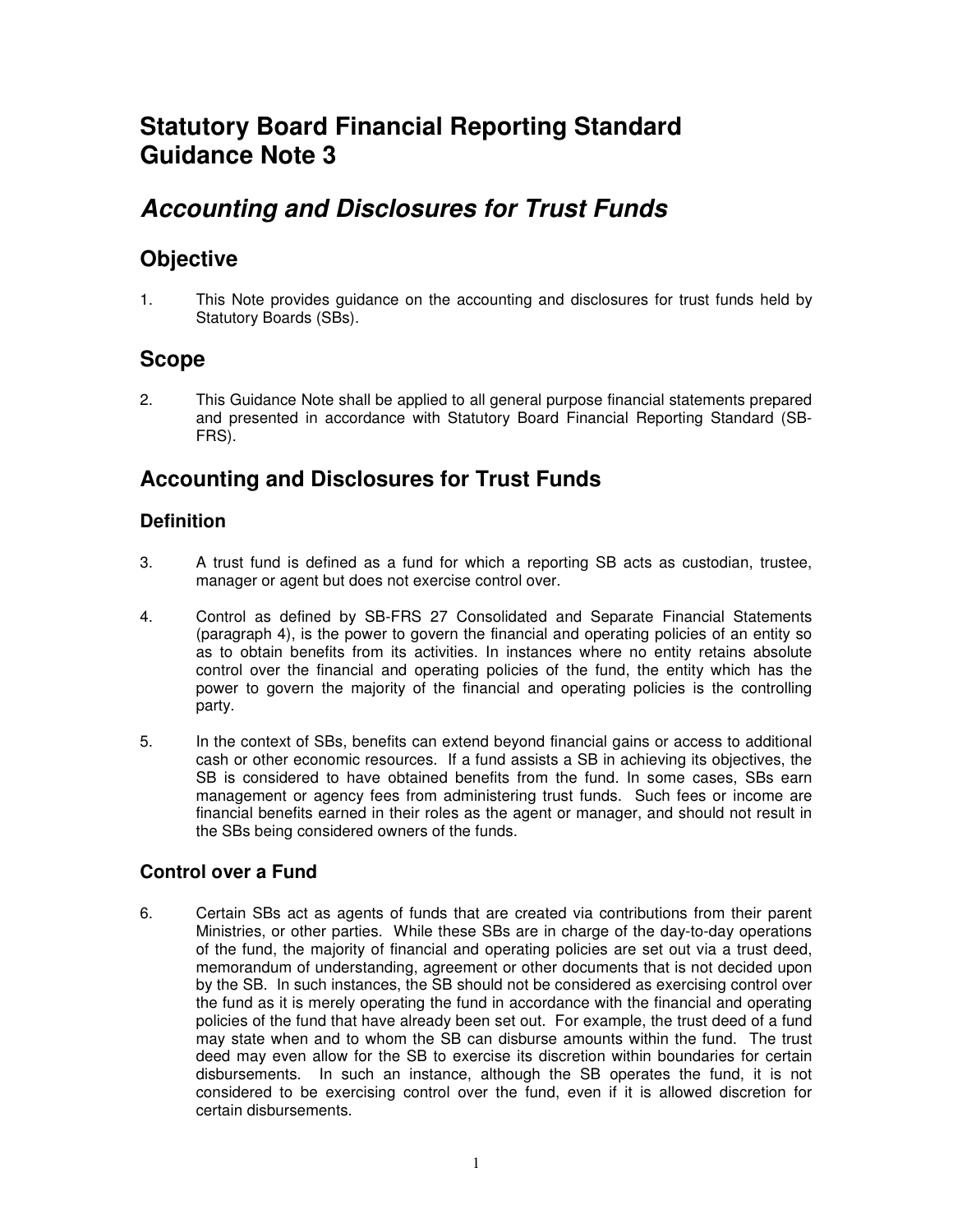# Statutory Board Financial Reporting Standard Guidance Note 3

# *Accounting and Disclosures for Trust Funds*

## Objective

1. This Note provides guidance on the accounting and disclosures for trust funds held by Statutory Boards (SBs).

## Scope

2. This Guidance Note shall be applied to all general purpose financial statements prepared and presented in accordance with Statutory Board Financial Reporting Standard (SB-FRS).

## Accounting and Disclosures for Trust Funds

### Definition

3. A trust fund is defined as a fund for which a reporting SB acts as custodian, trustee, manager or agent but does not exercise control over.

4. Control as defined by SB-FRS 27 Consolidated and Separate Financial Statements (paragraph 4), is the power to govern the financial and operating policies of an entity so as to obtain benefits from its activities. In instances where no entity retains absolute control over the financial and operating policies of the fund, the entity which has the power to govern the majority of the financial and operating policies is the controlling party.

5. In the context of SBs, benefits can extend beyond financial gains or access to additional cash or other economic resources. If a fund assists a SB in achieving its objectives, the SB is considered to have obtained benefits from the fund. In some cases, SBs earn management or agency fees from administering trust funds. Such fees or income are financial benefits earned in their roles as the agent or manager, and should not result in the SBs being considered owners of the funds.

### Control over a Fund

6. Certain SBs act as agents of funds that are created via contributions from their parent Ministries, or other parties. While these SBs are in charge of the day-to-day operations of the fund, the majority of financial and operating policies are set out via a trust deed, memorandum of understanding, agreement or other documents that is not decided upon by the SB. In such instances, the SB should not be considered as exercising control over the fund as it is merely operating the fund in accordance with the financial and operating policies of the fund that have already been set out. For example, the trust deed of a fund may state when and to whom the SB can disburse amounts within the fund. The trust deed may even allow for the SB to exercise its discretion within boundaries for certain disbursements. In such an instance, although the SB operates the fund, it is not considered to be exercising control over the fund, even if it is allowed discretion for certain disbursements.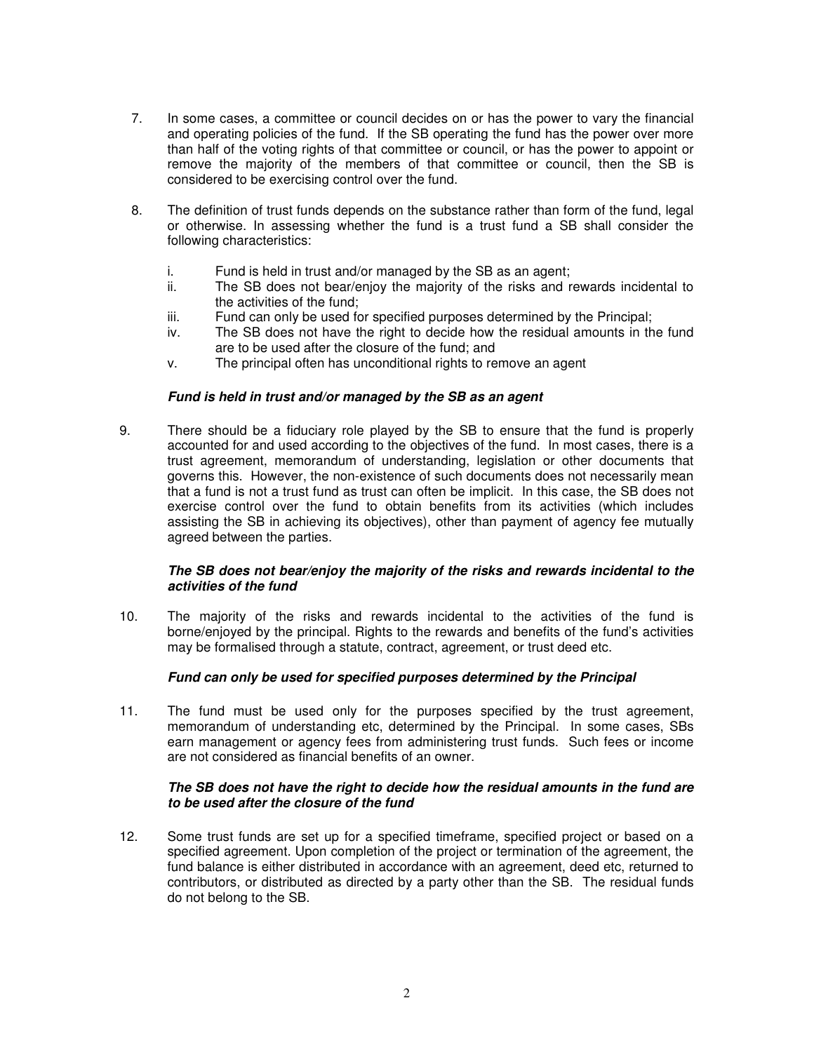7. In some cases, a committee or council decides on or has the power to vary the financial and operating policies of the fund. If the SB operating the fund has the power over more than half of the voting rights of that committee or council, or has the power to appoint or remove the majority of the members of that committee or council, then the SB is considered to be exercising control over the fund.

8. The definition of trust funds depends on the substance rather than form of the fund, legal or otherwise. In assessing whether the fund is a trust fund a SB shall consider the following characteristics:

   i. Fund is held in trust and/or managed by the SB as an agent;
   ii. The SB does not bear/enjoy the majority of the risks and rewards incidental to the activities of the fund;
   iii. Fund can only be used for specified purposes determined by the Principal;
   iv. The SB does not have the right to decide how the residual amounts in the fund are to be used after the closure of the fund; and
   v. The principal often has unconditional rights to remove an agent

***Fund is held in trust and/or managed by the SB as an agent***

9. There should be a fiduciary role played by the SB to ensure that the fund is properly accounted for and used according to the objectives of the fund. In most cases, there is a trust agreement, memorandum of understanding, legislation or other documents that governs this. However, the non-existence of such documents does not necessarily mean that a fund is not a trust fund as trust can often be implicit. In this case, the SB does not exercise control over the fund to obtain benefits from its activities (which includes assisting the SB in achieving its objectives), other than payment of agency fee mutually agreed between the parties.

***The SB does not bear/enjoy the majority of the risks and rewards incidental to the activities of the fund***

10. The majority of the risks and rewards incidental to the activities of the fund is borne/enjoyed by the principal. Rights to the rewards and benefits of the fund's activities may be formalised through a statute, contract, agreement, or trust deed etc.

***Fund can only be used for specified purposes determined by the Principal***

11. The fund must be used only for the purposes specified by the trust agreement, memorandum of understanding etc, determined by the Principal. In some cases, SBs earn management or agency fees from administering trust funds. Such fees or income are not considered as financial benefits of an owner.

***The SB does not have the right to decide how the residual amounts in the fund are to be used after the closure of the fund***

12. Some trust funds are set up for a specified timeframe, specified project or based on a specified agreement. Upon completion of the project or termination of the agreement, the fund balance is either distributed in accordance with an agreement, deed etc, returned to contributors, or distributed as directed by a party other than the SB. The residual funds do not belong to the SB.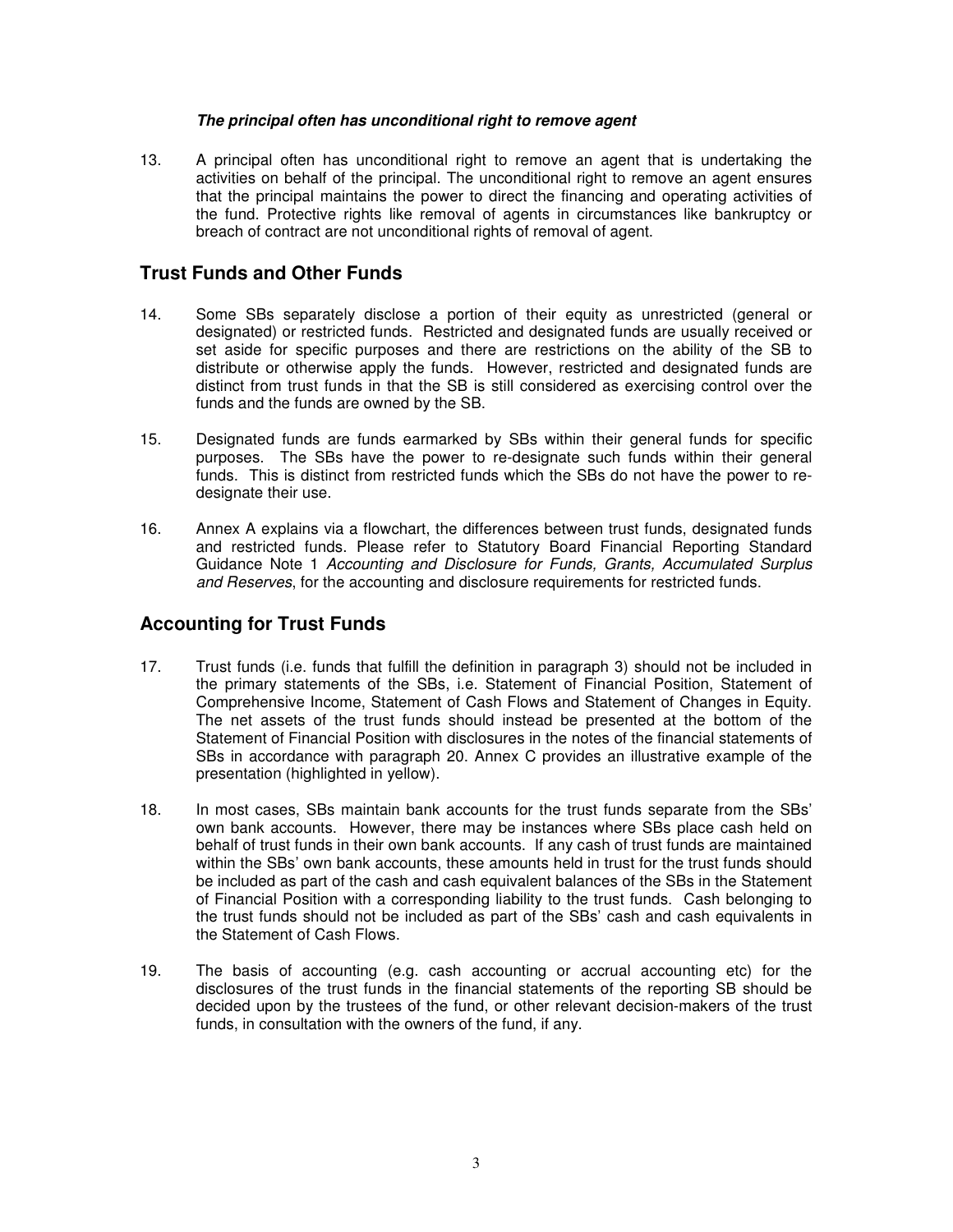***The principal often has unconditional right to remove agent***

13. A principal often has unconditional right to remove an agent that is undertaking the activities on behalf of the principal. The unconditional right to remove an agent ensures that the principal maintains the power to direct the financing and operating activities of the fund. Protective rights like removal of agents in circumstances like bankruptcy or breach of contract are not unconditional rights of removal of agent.

## Trust Funds and Other Funds

14. Some SBs separately disclose a portion of their equity as unrestricted (general or designated) or restricted funds. Restricted and designated funds are usually received or set aside for specific purposes and there are restrictions on the ability of the SB to distribute or otherwise apply the funds. However, restricted and designated funds are distinct from trust funds in that the SB is still considered as exercising control over the funds and the funds are owned by the SB.

15. Designated funds are funds earmarked by SBs within their general funds for specific purposes. The SBs have the power to re-designate such funds within their general funds. This is distinct from restricted funds which the SBs do not have the power to re-designate their use.

16. Annex A explains via a flowchart, the differences between trust funds, designated funds and restricted funds. Please refer to Statutory Board Financial Reporting Standard Guidance Note 1 *Accounting and Disclosure for Funds, Grants, Accumulated Surplus and Reserves*, for the accounting and disclosure requirements for restricted funds.

## Accounting for Trust Funds

17. Trust funds (i.e. funds that fulfill the definition in paragraph 3) should not be included in the primary statements of the SBs, i.e. Statement of Financial Position, Statement of Comprehensive Income, Statement of Cash Flows and Statement of Changes in Equity. The net assets of the trust funds should instead be presented at the bottom of the Statement of Financial Position with disclosures in the notes of the financial statements of SBs in accordance with paragraph 20. Annex C provides an illustrative example of the presentation (highlighted in yellow).

18. In most cases, SBs maintain bank accounts for the trust funds separate from the SBs' own bank accounts. However, there may be instances where SBs place cash held on behalf of trust funds in their own bank accounts. If any cash of trust funds are maintained within the SBs' own bank accounts, these amounts held in trust for the trust funds should be included as part of the cash and cash equivalent balances of the SBs in the Statement of Financial Position with a corresponding liability to the trust funds. Cash belonging to the trust funds should not be included as part of the SBs' cash and cash equivalents in the Statement of Cash Flows.

19. The basis of accounting (e.g. cash accounting or accrual accounting etc) for the disclosures of the trust funds in the financial statements of the reporting SB should be decided upon by the trustees of the fund, or other relevant decision-makers of the trust funds, in consultation with the owners of the fund, if any.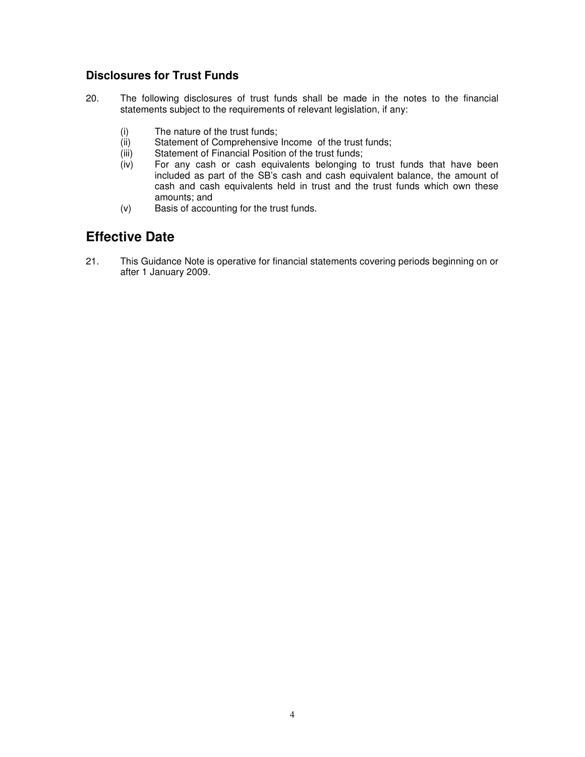### Disclosures for Trust Funds

20. The following disclosures of trust funds shall be made in the notes to the financial statements subject to the requirements of relevant legislation, if any:

    (i) The nature of the trust funds;
    (ii) Statement of Comprehensive Income of the trust funds;
    (iii) Statement of Financial Position of the trust funds;
    (iv) For any cash or cash equivalents belonging to trust funds that have been included as part of the SB's cash and cash equivalent balance, the amount of cash and cash equivalents held in trust and the trust funds which own these amounts; and
    (v) Basis of accounting for the trust funds.

## Effective Date

21. This Guidance Note is operative for financial statements covering periods beginning on or after 1 January 2009.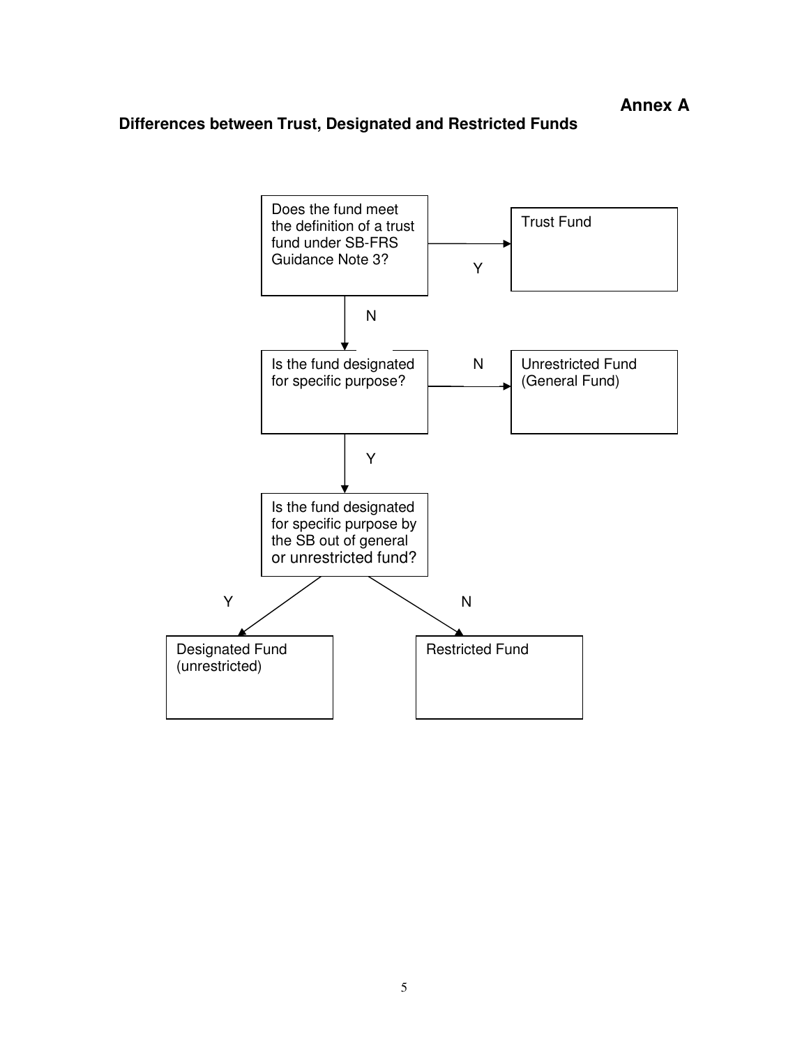**Annex A**

**Differences between Trust, Designated and Restricted Funds**

Does the fund meet the definition of a trust fund under SB-FRS Guidance Note 3?

Y → Trust Fund

N ↓

Is the fund designated for specific purpose?

N → Unrestricted Fund (General Fund)

Y ↓

Is the fund designated for specific purpose by the SB out of general or unrestricted fund?

Y → Designated Fund (unrestricted)

N → Restricted Fund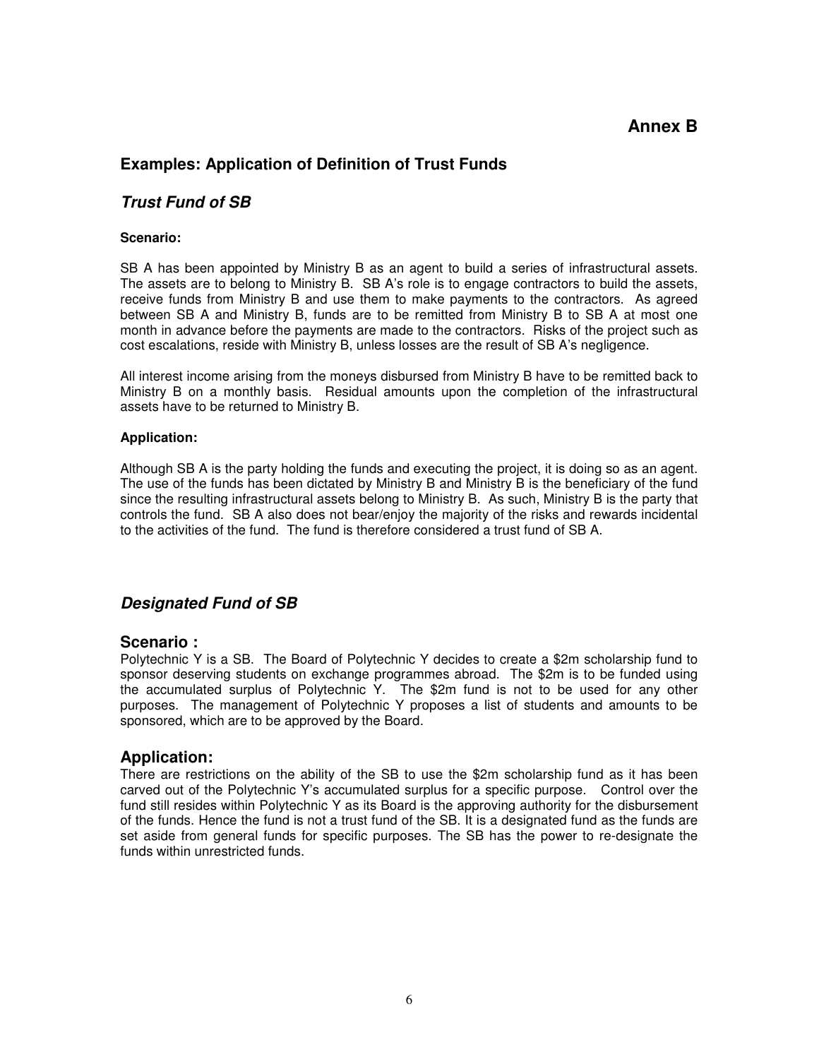# Annex B

## Examples: Application of Definition of Trust Funds

### *Trust Fund of SB*

**Scenario:**

SB A has been appointed by Ministry B as an agent to build a series of infrastructural assets. The assets are to belong to Ministry B. SB A's role is to engage contractors to build the assets, receive funds from Ministry B and use them to make payments to the contractors. As agreed between SB A and Ministry B, funds are to be remitted from Ministry B to SB A at most one month in advance before the payments are made to the contractors. Risks of the project such as cost escalations, reside with Ministry B, unless losses are the result of SB A's negligence.

All interest income arising from the moneys disbursed from Ministry B have to be remitted back to Ministry B on a monthly basis. Residual amounts upon the completion of the infrastructural assets have to be returned to Ministry B.

**Application:**

Although SB A is the party holding the funds and executing the project, it is doing so as an agent. The use of the funds has been dictated by Ministry B and Ministry B is the beneficiary of the fund since the resulting infrastructural assets belong to Ministry B. As such, Ministry B is the party that controls the fund. SB A also does not bear/enjoy the majority of the risks and rewards incidental to the activities of the fund. The fund is therefore considered a trust fund of SB A.

### *Designated Fund of SB*

**Scenario :**

Polytechnic Y is a SB. The Board of Polytechnic Y decides to create a $2m scholarship fund to sponsor deserving students on exchange programmes abroad. The $2m is to be funded using the accumulated surplus of Polytechnic Y. The $2m fund is not to be used for any other purposes. The management of Polytechnic Y proposes a list of students and amounts to be sponsored, which are to be approved by the Board.

**Application:**

There are restrictions on the ability of the SB to use the $2m scholarship fund as it has been carved out of the Polytechnic Y's accumulated surplus for a specific purpose. Control over the fund still resides within Polytechnic Y as its Board is the approving authority for the disbursement of the funds. Hence the fund is not a trust fund of the SB. It is a designated fund as the funds are set aside from general funds for specific purposes. The SB has the power to re-designate the funds within unrestricted funds.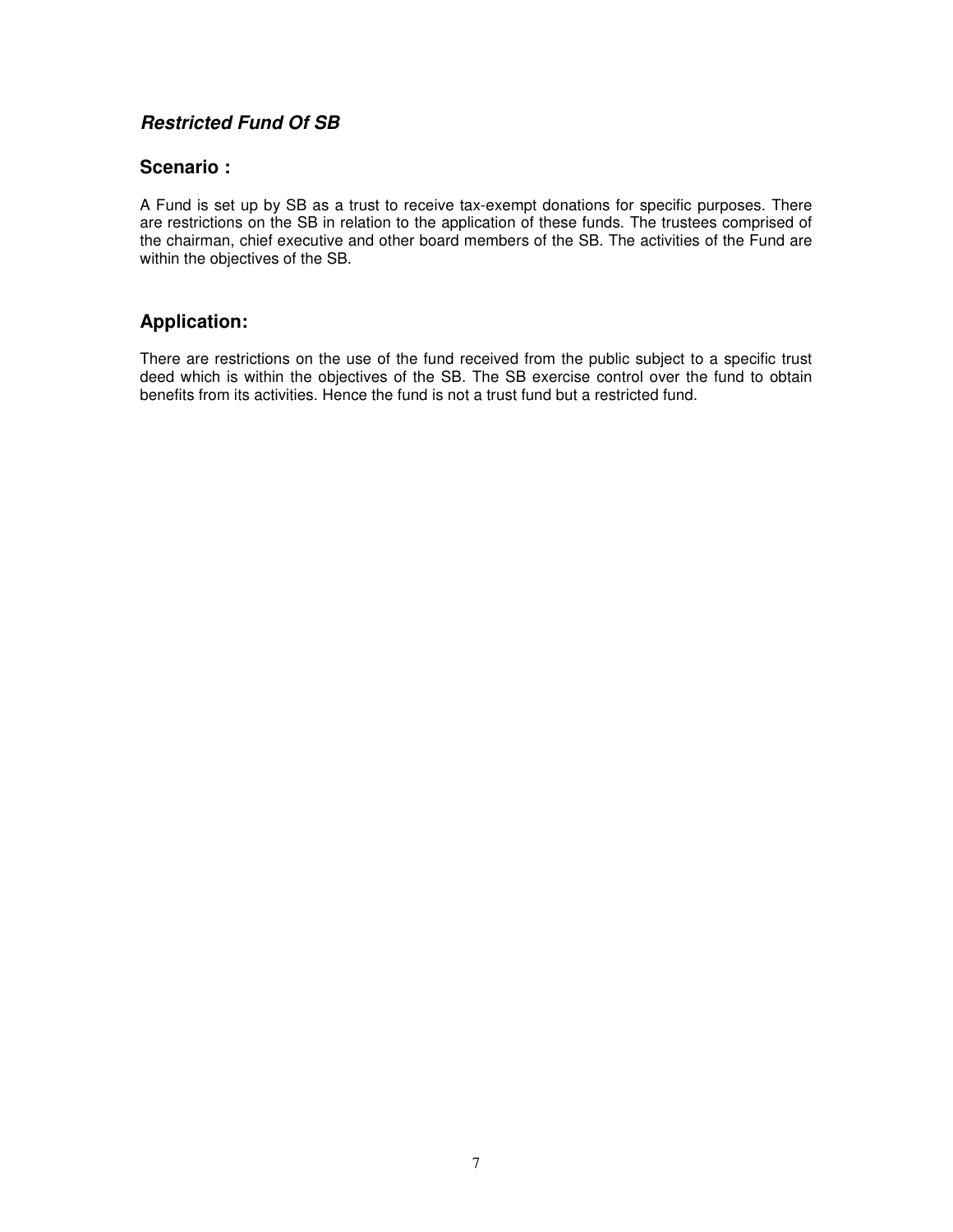### ***Restricted Fund Of SB***

## Scenario :

A Fund is set up by SB as a trust to receive tax-exempt donations for specific purposes. There are restrictions on the SB in relation to the application of these funds. The trustees comprised of the chairman, chief executive and other board members of the SB. The activities of the Fund are within the objectives of the SB.

## Application:

There are restrictions on the use of the fund received from the public subject to a specific trust deed which is within the objectives of the SB. The SB exercise control over the fund to obtain benefits from its activities. Hence the fund is not a trust fund but a restricted fund.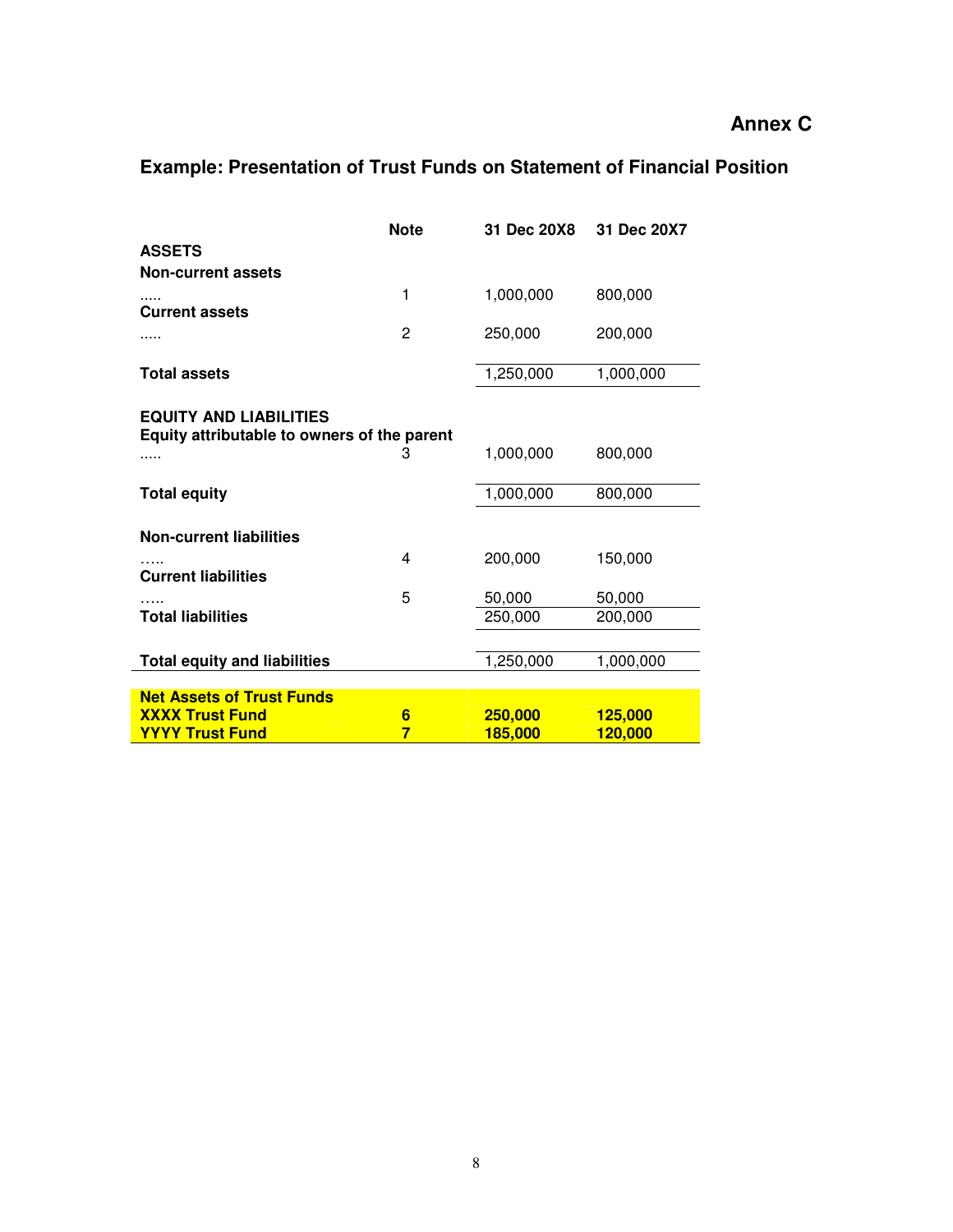# Annex C

## Example: Presentation of Trust Funds on Statement of Financial Position

| | Note | 31 Dec 20X8 | 31 Dec 20X7 |
|---|---|---|---|
| **ASSETS** | | | |
| **Non-current assets** | | | |
| ..... | 1 | 1,000,000 | 800,000 |
| **Current assets** | | | |
| ..... | 2 | 250,000 | 200,000 |
| **Total assets** | | 1,250,000 | 1,000,000 |
| **EQUITY AND LIABILITIES** | | | |
| **Equity attributable to owners of the parent** | | | |
| ..... | 3 | 1,000,000 | 800,000 |
| **Total equity** | | 1,000,000 | 800,000 |
| **Non-current liabilities** | | | |
| ..... | 4 | 200,000 | 150,000 |
| **Current liabilities** | | | |
| ..... | 5 | 50,000 | 50,000 |
| **Total liabilities** | | 250,000 | 200,000 |
| **Total equity and liabilities** | | 1,250,000 | 1,000,000 |
| **Net Assets of Trust Funds** | | | |
| **XXXX Trust Fund** | **6** | **250,000** | **125,000** |
| **YYYY Trust Fund** | **7** | **185,000** | **120,000** |